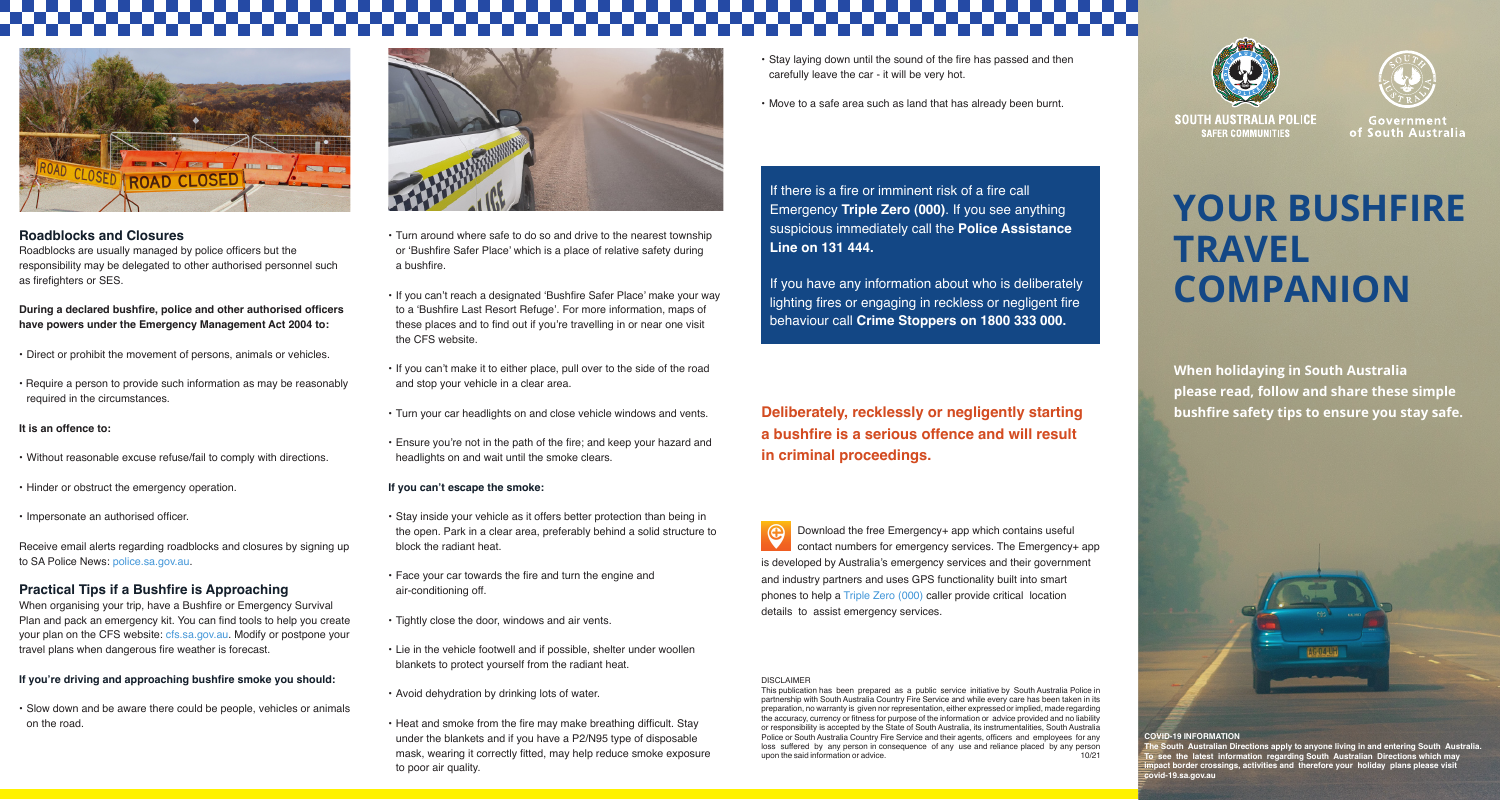## Roadblocks and Closures

Roadblocks are usually managed by police officers but the responsibility may be delegated to other authorised personnel such as firefighters or SES.

**During a declared bushfire, police and other authorised officers have powers under the Emergency Management Act 2004 to:**

- Direct or prohibit the movement of persons, animals or vehicles.
- Require a person to provide such information as may be reasonably required in the circumstances.

**It is an offence to:**

- Without reasonable excuse refuse/fail to comply with directions.
- Hinder or obstruct the emergency operation.
- Impersonate an authorised officer.

Receive email alerts regarding roadblocks and closures by signing up to SA Police News: police.sa.gov.au.

## Practical Tips if a Bushfire is Approaching

When organising your trip, have a Bushfire or Emergency Survival Plan and pack an emergency kit. You can find tools to help you create your plan on the CFS website: cfs.sa.gov.au. Modify or postpone your travel plans when dangerous fire weather is forecast.

**If you're driving and approaching bushfire smoke you should:**

- Slow down and be aware there could be people, vehicles or animals on the road.
- Turn around where safe to do so and drive to the nearest township or 'Bushfire Safer Place' which is a place of relative safety during a bushfire.
- If you can't reach a designated 'Bushfire Safer Place' make your way to a 'Bushfire Last Resort Refuge'. For more information, maps of these places and to find out if you're travelling in or near one visit the CFS website.
- If you can't make it to either place, pull over to the side of the road and stop your vehicle in a clear area.
- Turn your car headlights on and close vehicle windows and vents.
- Ensure you're not in the path of the fire; and keep your hazard and headlights on and wait until the smoke clears.

**If you can't escape the smoke:**

- Stay inside your vehicle as it offers better protection than being in the open. Park in a clear area, preferably behind a solid structure to block the radiant heat.
- Face your car towards the fire and turn the engine and air-conditioning off.
- Tightly close the door, windows and air vents.
- Lie in the vehicle footwell and if possible, shelter under woollen blankets to protect yourself from the radiant heat.
- Avoid dehydration by drinking lots of water.
- Heat and smoke from the fire may make breathing difficult. Stay under the blankets and if you have a P2/N95 type of disposable mask, wearing it correctly fitted, may help reduce smoke exposure to poor air quality.
- Stay laying down until the sound of the fire has passed and then carefully leave the car - it will be very hot.
- Move to a safe area such as land that has already been burnt.

If there is a fire or imminent risk of a fire call Emergency **Triple Zero (000)**. If you see anything suspicious immediately call the **Police Assistance Line on 131 444.**

If you have any information about who is deliberately lighting fires or engaging in reckless or negligent fire behaviour call **Crime Stoppers on 1800 333 000.**

**Deliberately, recklessly or negligently starting a bushfire is a serious offence and will result in criminal proceedings.**

Download the free Emergency+ app which contains useful contact numbers for emergency services. The Emergency+ app is developed by Australia's emergency services and their government and industry partners and uses GPS functionality built into smart phones to help a Triple Zero (000) caller provide critical location details to assist emergency services.

DISCLAIMER

This publication has been prepared as a public service initiative by South Australia Police in partnership with South Australia Country Fire Service and while every care has been taken in its preparation, no warranty is given nor representation, either expressed or implied, made regarding the accuracy, currency or fitness for purpose of the information or advice provided and no liability or responsibility is accepted by the State of South Australia, its instrumentalities, South Australia Police or South Australia Country Fire Service and their agents, officers and employees for any loss suffered by any person in consequence of any use and reliance placed by any person upon the said information or advice. 10/21

SOUTH AUSTRALIA POLICE
SAFER COMMUNITIES

Government of South Australia

# YOUR BUSHFIRE TRAVEL COMPANION

**When holidaying in South Australia please read, follow and share these simple bushfire safety tips to ensure you stay safe.**

**COVID-19 INFORMATION**

**The South Australian Directions apply to anyone living in and entering South Australia. To see the latest information regarding South Australian Directions which may impact border crossings, activities and therefore your holiday plans please visit covid-19.sa.gov.au**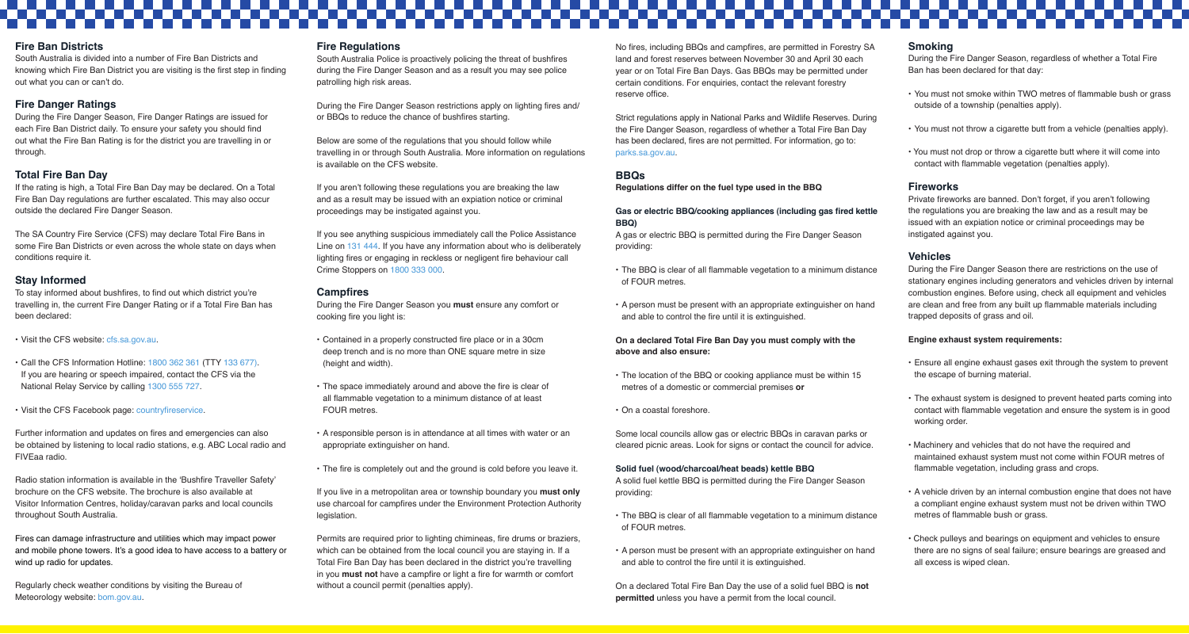## Fire Ban Districts

South Australia is divided into a number of Fire Ban Districts and knowing which Fire Ban District you are visiting is the first step in finding out what you can or can't do.

## Fire Danger Ratings

During the Fire Danger Season, Fire Danger Ratings are issued for each Fire Ban District daily. To ensure your safety you should find out what the Fire Ban Rating is for the district you are travelling in or through.

## Total Fire Ban Day

If the rating is high, a Total Fire Ban Day may be declared. On a Total Fire Ban Day regulations are further escalated. This may also occur outside the declared Fire Danger Season.

The SA Country Fire Service (CFS) may declare Total Fire Bans in some Fire Ban Districts or even across the whole state on days when conditions require it.

## Stay Informed

To stay informed about bushfires, to find out which district you're travelling in, the current Fire Danger Rating or if a Total Fire Ban has been declared:

- Visit the CFS website: cfs.sa.gov.au.
- Call the CFS Information Hotline: 1800 362 361 (TTY 133 677). If you are hearing or speech impaired, contact the CFS via the National Relay Service by calling 1300 555 727.
- Visit the CFS Facebook page: countryfireservice.

Further information and updates on fires and emergencies can also be obtained by listening to local radio stations, e.g. ABC Local radio and FIVEaa radio.

Radio station information is available in the 'Bushfire Traveller Safety' brochure on the CFS website. The brochure is also available at Visitor Information Centres, holiday/caravan parks and local councils throughout South Australia.

Fires can damage infrastructure and utilities which may impact power and mobile phone towers. It's a good idea to have access to a battery or wind up radio for updates.

Regularly check weather conditions by visiting the Bureau of Meteorology website: bom.gov.au.

## Fire Regulations

South Australia Police is proactively policing the threat of bushfires during the Fire Danger Season and as a result you may see police patrolling high risk areas.

During the Fire Danger Season restrictions apply on lighting fires and/or BBQs to reduce the chance of bushfires starting.

Below are some of the regulations that you should follow while travelling in or through South Australia. More information on regulations is available on the CFS website.

If you aren't following these regulations you are breaking the law and as a result may be issued with an expiation notice or criminal proceedings may be instigated against you.

If you see anything suspicious immediately call the Police Assistance Line on 131 444. If you have any information about who is deliberately lighting fires or engaging in reckless or negligent fire behaviour call Crime Stoppers on 1800 333 000.

## Campfires

During the Fire Danger Season you **must** ensure any comfort or cooking fire you light is:

- Contained in a properly constructed fire place or in a 30cm deep trench and is no more than ONE square metre in size (height and width).
- The space immediately around and above the fire is clear of all flammable vegetation to a minimum distance of at least FOUR metres.
- A responsible person is in attendance at all times with water or an appropriate extinguisher on hand.
- The fire is completely out and the ground is cold before you leave it.

If you live in a metropolitan area or township boundary you **must only** use charcoal for campfires under the Environment Protection Authority legislation.

Permits are required prior to lighting chimineas, fire drums or braziers, which can be obtained from the local council you are staying in. If a Total Fire Ban Day has been declared in the district you're travelling in you **must not** have a campfire or light a fire for warmth or comfort without a council permit (penalties apply).

No fires, including BBQs and campfires, are permitted in Forestry SA land and forest reserves between November 30 and April 30 each year or on Total Fire Ban Days. Gas BBQs may be permitted under certain conditions. For enquiries, contact the relevant forestry reserve office.

Strict regulations apply in National Parks and Wildlife Reserves. During the Fire Danger Season, regardless of whether a Total Fire Ban Day has been declared, fires are not permitted. For information, go to: parks.sa.gov.au.

## BBQs

**Regulations differ on the fuel type used in the BBQ**

### Gas or electric BBQ/cooking appliances (including gas fired kettle BBQ)

A gas or electric BBQ is permitted during the Fire Danger Season providing:

- The BBQ is clear of all flammable vegetation to a minimum distance of FOUR metres.
- A person must be present with an appropriate extinguisher on hand and able to control the fire until it is extinguished.

**On a declared Total Fire Ban Day you must comply with the above and also ensure:**

- The location of the BBQ or cooking appliance must be within 15 metres of a domestic or commercial premises **or**
- On a coastal foreshore.

Some local councils allow gas or electric BBQs in caravan parks or cleared picnic areas. Look for signs or contact the council for advice.

### Solid fuel (wood/charcoal/heat beads) kettle BBQ

A solid fuel kettle BBQ is permitted during the Fire Danger Season providing:

- The BBQ is clear of all flammable vegetation to a minimum distance of FOUR metres.
- A person must be present with an appropriate extinguisher on hand and able to control the fire until it is extinguished.

On a declared Total Fire Ban Day the use of a solid fuel BBQ is **not permitted** unless you have a permit from the local council.

## Smoking

During the Fire Danger Season, regardless of whether a Total Fire Ban has been declared for that day:

- You must not smoke within TWO metres of flammable bush or grass outside of a township (penalties apply).
- You must not throw a cigarette butt from a vehicle (penalties apply).
- You must not drop or throw a cigarette butt where it will come into contact with flammable vegetation (penalties apply).

## Fireworks

Private fireworks are banned. Don't forget, if you aren't following the regulations you are breaking the law and as a result may be issued with an expiation notice or criminal proceedings may be instigated against you.

## Vehicles

During the Fire Danger Season there are restrictions on the use of stationary engines including generators and vehicles driven by internal combustion engines. Before using, check all equipment and vehicles are clean and free from any built up flammable materials including trapped deposits of grass and oil.

**Engine exhaust system requirements:**

- Ensure all engine exhaust gases exit through the system to prevent the escape of burning material.
- The exhaust system is designed to prevent heated parts coming into contact with flammable vegetation and ensure the system is in good working order.
- Machinery and vehicles that do not have the required and maintained exhaust system must not come within FOUR metres of flammable vegetation, including grass and crops.
- A vehicle driven by an internal combustion engine that does not have a compliant engine exhaust system must not be driven within TWO metres of flammable bush or grass.
- Check pulleys and bearings on equipment and vehicles to ensure there are no signs of seal failure; ensure bearings are greased and all excess is wiped clean.